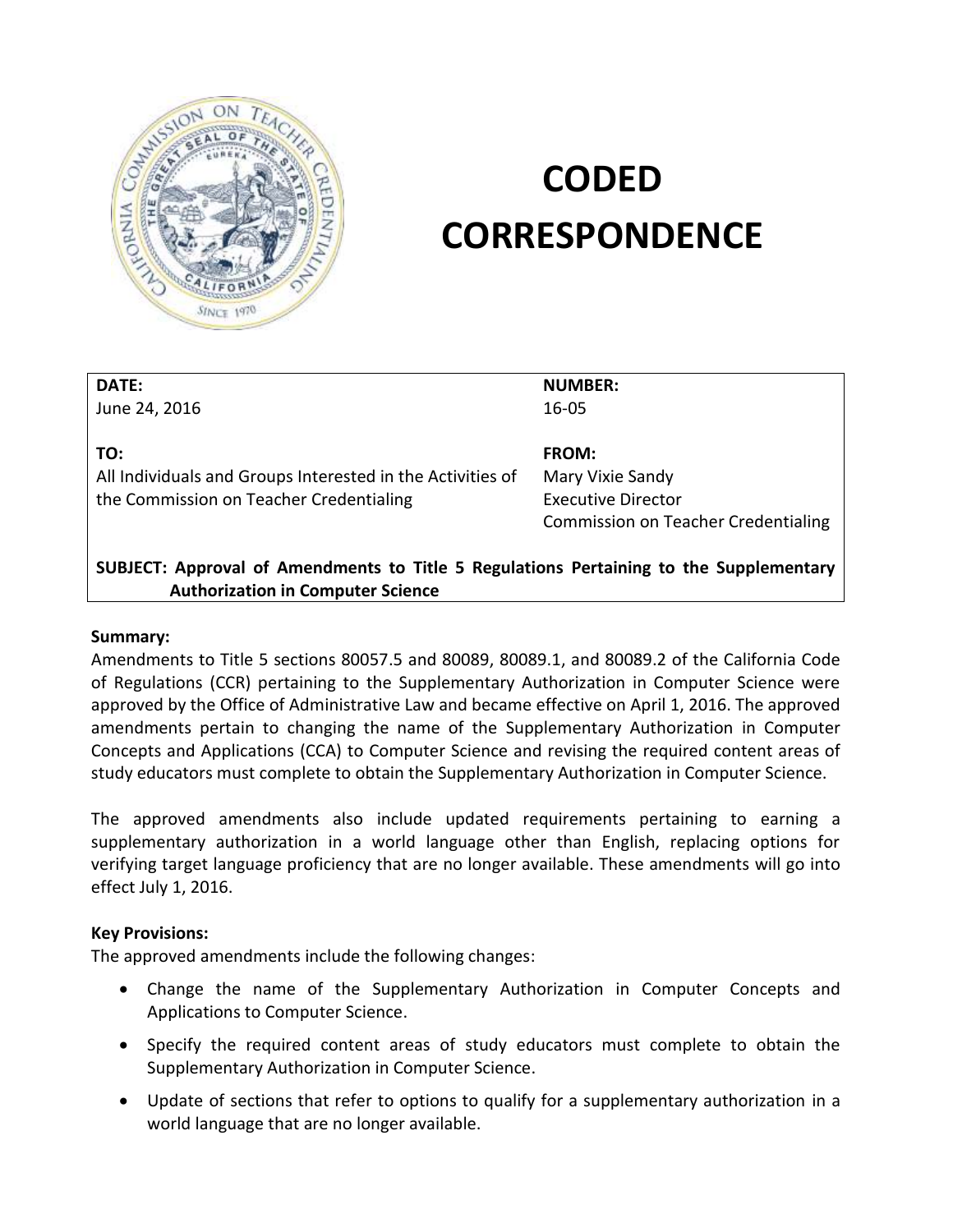# CODED CORRESPONDENCE

| DATE: | NUMBER: |
|---|---|
| June 24, 2016 | 16-05 |
| **TO:** | **FROM:** |
| All Individuals and Groups Interested in the Activities of the Commission on Teacher Credentialing | Mary Vixie Sandy<br>Executive Director<br>Commission on Teacher Credentialing |

**SUBJECT: Approval of Amendments to Title 5 Regulations Pertaining to the Supplementary Authorization in Computer Science**

**Summary:**

Amendments to Title 5 sections 80057.5 and 80089, 80089.1, and 80089.2 of the California Code of Regulations (CCR) pertaining to the Supplementary Authorization in Computer Science were approved by the Office of Administrative Law and became effective on April 1, 2016. The approved amendments pertain to changing the name of the Supplementary Authorization in Computer Concepts and Applications (CCA) to Computer Science and revising the required content areas of study educators must complete to obtain the Supplementary Authorization in Computer Science.

The approved amendments also include updated requirements pertaining to earning a supplementary authorization in a world language other than English, replacing options for verifying target language proficiency that are no longer available. These amendments will go into effect July 1, 2016.

**Key Provisions:**

The approved amendments include the following changes:

- Change the name of the Supplementary Authorization in Computer Concepts and Applications to Computer Science.
- Specify the required content areas of study educators must complete to obtain the Supplementary Authorization in Computer Science.
- Update of sections that refer to options to qualify for a supplementary authorization in a world language that are no longer available.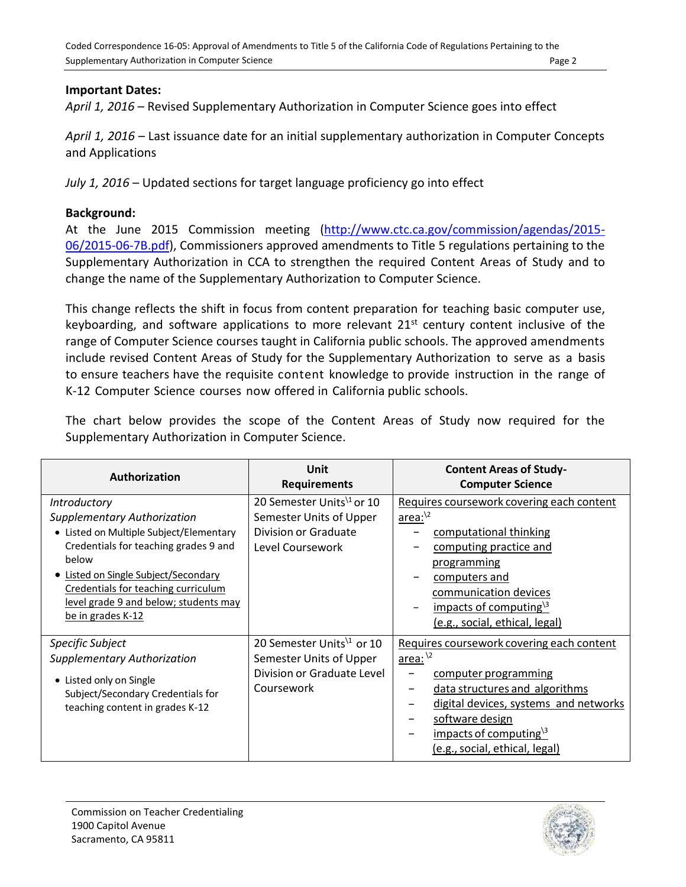**Important Dates:**

*April 1, 2016* – Revised Supplementary Authorization in Computer Science goes into effect

*April 1, 2016* – Last issuance date for an initial supplementary authorization in Computer Concepts and Applications

*July 1, 2016* – Updated sections for target language proficiency go into effect

**Background:**

At the June 2015 Commission meeting (http://www.ctc.ca.gov/commission/agendas/2015-06/2015-06-7B.pdf), Commissioners approved amendments to Title 5 regulations pertaining to the Supplementary Authorization in CCA to strengthen the required Content Areas of Study and to change the name of the Supplementary Authorization to Computer Science.

This change reflects the shift in focus from content preparation for teaching basic computer use, keyboarding, and software applications to more relevant 21st century content inclusive of the range of Computer Science courses taught in California public schools. The approved amendments include revised Content Areas of Study for the Supplementary Authorization to serve as a basis to ensure teachers have the requisite content knowledge to provide instruction in the range of K-12 Computer Science courses now offered in California public schools.

The chart below provides the scope of the Content Areas of Study now required for the Supplementary Authorization in Computer Science.

| Authorization | Unit Requirements | Content Areas of Study-Computer Science |
|---|---|---|
| *Introductory Supplementary Authorization*<br>• Listed on Multiple Subject/Elementary Credentials for teaching grades 9 and below<br>• Listed on Single Subject/Secondary Credentials for teaching curriculum level grade 9 and below; students may be in grades K-12 | 20 Semester Units[1] or 10 Semester Units of Upper Division or Graduate Level Coursework | Requires coursework covering each content area:[2]<br>– computational thinking<br>– computing practice and programming<br>– computers and communication devices<br>– impacts of computing[3] (e.g., social, ethical, legal) |
| *Specific Subject Supplementary Authorization*<br>• Listed only on Single Subject/Secondary Credentials for teaching content in grades K-12 | 20 Semester Units[1] or 10 Semester Units of Upper Division or Graduate Level Coursework | Requires coursework covering each content area:[2]<br>– computer programming<br>– data structures and algorithms<br>– digital devices, systems and networks<br>– software design<br>– impacts of computing[3] (e.g., social, ethical, legal) |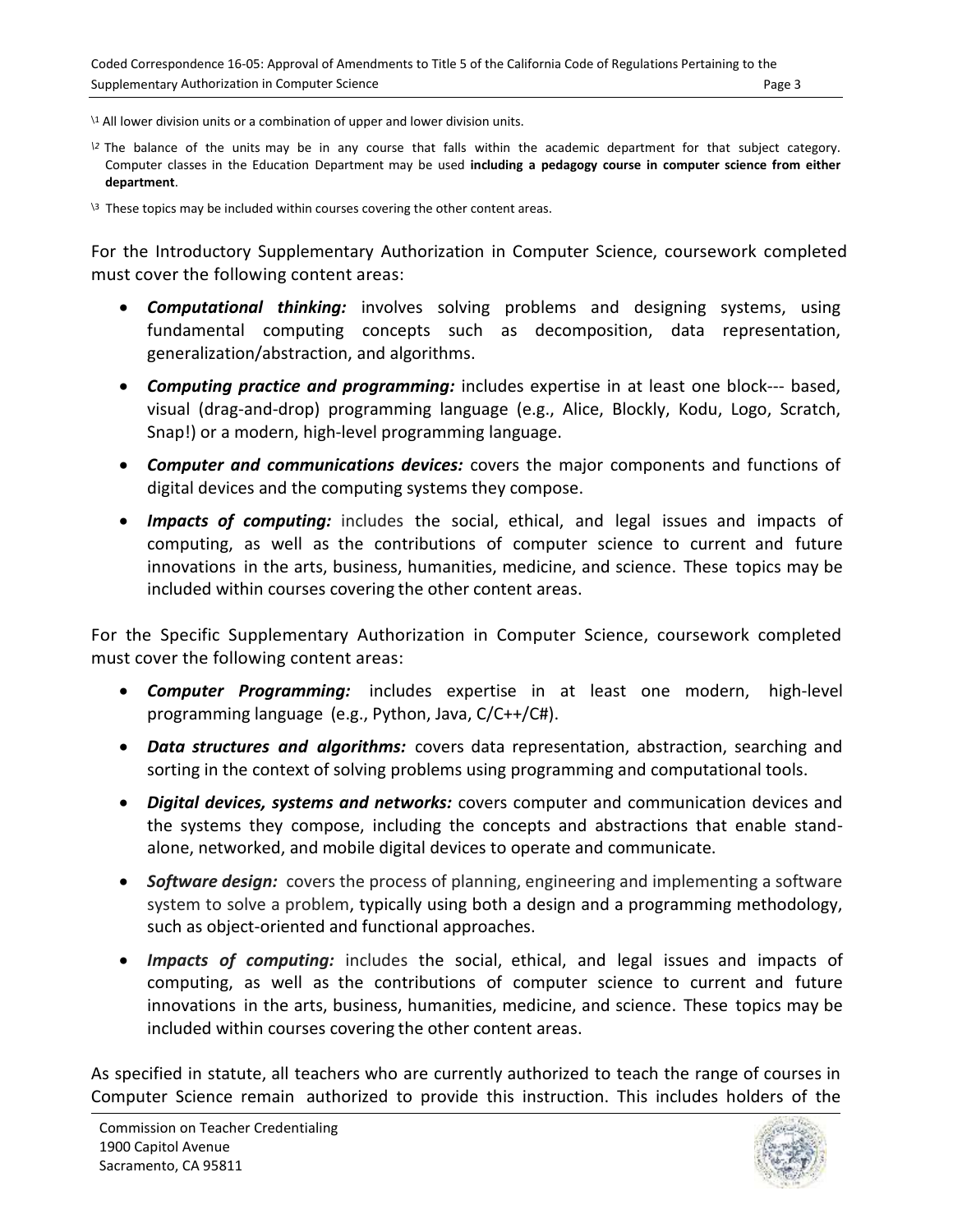[1] All lower division units or a combination of upper and lower division units.

[2] The balance of the units may be in any course that falls within the academic department for that subject category. Computer classes in the Education Department may be used **including a pedagogy course in computer science from either department**.

[3] These topics may be included within courses covering the other content areas.

For the Introductory Supplementary Authorization in Computer Science, coursework completed must cover the following content areas:

- ***Computational thinking:*** involves solving problems and designing systems, using fundamental computing concepts such as decomposition, data representation, generalization/abstraction, and algorithms.
- ***Computing practice and programming:*** includes expertise in at least one block--- based, visual (drag-and-drop) programming language (e.g., Alice, Blockly, Kodu, Logo, Scratch, Snap!) or a modern, high-level programming language.
- ***Computer and communications devices:*** covers the major components and functions of digital devices and the computing systems they compose.
- ***Impacts of computing:*** includes the social, ethical, and legal issues and impacts of computing, as well as the contributions of computer science to current and future innovations in the arts, business, humanities, medicine, and science. These topics may be included within courses covering the other content areas.

For the Specific Supplementary Authorization in Computer Science, coursework completed must cover the following content areas:

- ***Computer Programming:*** includes expertise in at least one modern, high-level programming language (e.g., Python, Java, C/C++/C#).
- ***Data structures and algorithms:*** covers data representation, abstraction, searching and sorting in the context of solving problems using programming and computational tools.
- ***Digital devices, systems and networks:*** covers computer and communication devices and the systems they compose, including the concepts and abstractions that enable stand-alone, networked, and mobile digital devices to operate and communicate.
- ***Software design:*** covers the process of planning, engineering and implementing a software system to solve a problem, typically using both a design and a programming methodology, such as object-oriented and functional approaches.
- ***Impacts of computing:*** includes the social, ethical, and legal issues and impacts of computing, as well as the contributions of computer science to current and future innovations in the arts, business, humanities, medicine, and science. These topics may be included within courses covering the other content areas.

As specified in statute, all teachers who are currently authorized to teach the range of courses in Computer Science remain authorized to provide this instruction. This includes holders of the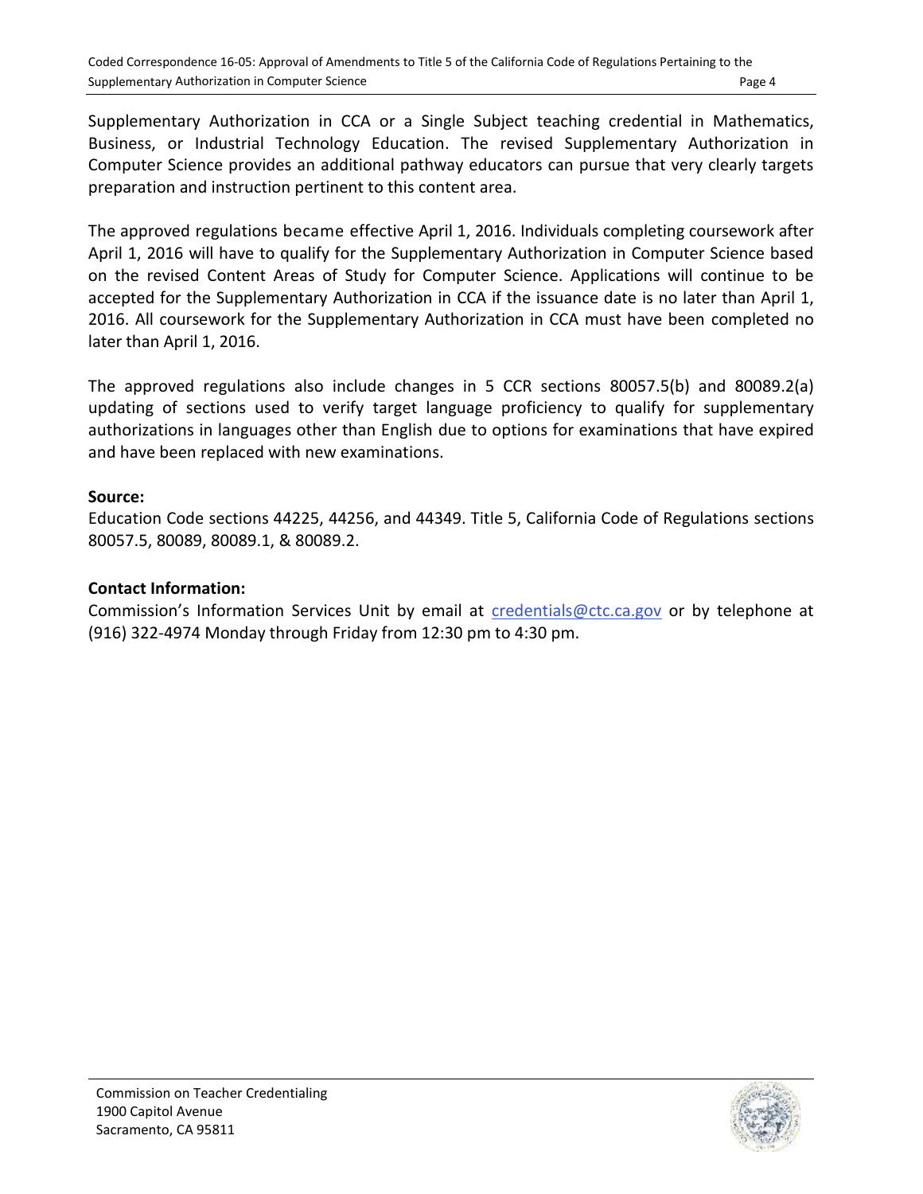Supplementary Authorization in CCA or a Single Subject teaching credential in Mathematics, Business, or Industrial Technology Education. The revised Supplementary Authorization in Computer Science provides an additional pathway educators can pursue that very clearly targets preparation and instruction pertinent to this content area.

The approved regulations became effective April 1, 2016. Individuals completing coursework after April 1, 2016 will have to qualify for the Supplementary Authorization in Computer Science based on the revised Content Areas of Study for Computer Science. Applications will continue to be accepted for the Supplementary Authorization in CCA if the issuance date is no later than April 1, 2016. All coursework for the Supplementary Authorization in CCA must have been completed no later than April 1, 2016.

The approved regulations also include changes in 5 CCR sections 80057.5(b) and 80089.2(a) updating of sections used to verify target language proficiency to qualify for supplementary authorizations in languages other than English due to options for examinations that have expired and have been replaced with new examinations.

**Source:**
Education Code sections 44225, 44256, and 44349. Title 5, California Code of Regulations sections 80057.5, 80089, 80089.1, & 80089.2.

**Contact Information:**
Commission's Information Services Unit by email at credentials@ctc.ca.gov or by telephone at (916) 322-4974 Monday through Friday from 12:30 pm to 4:30 pm.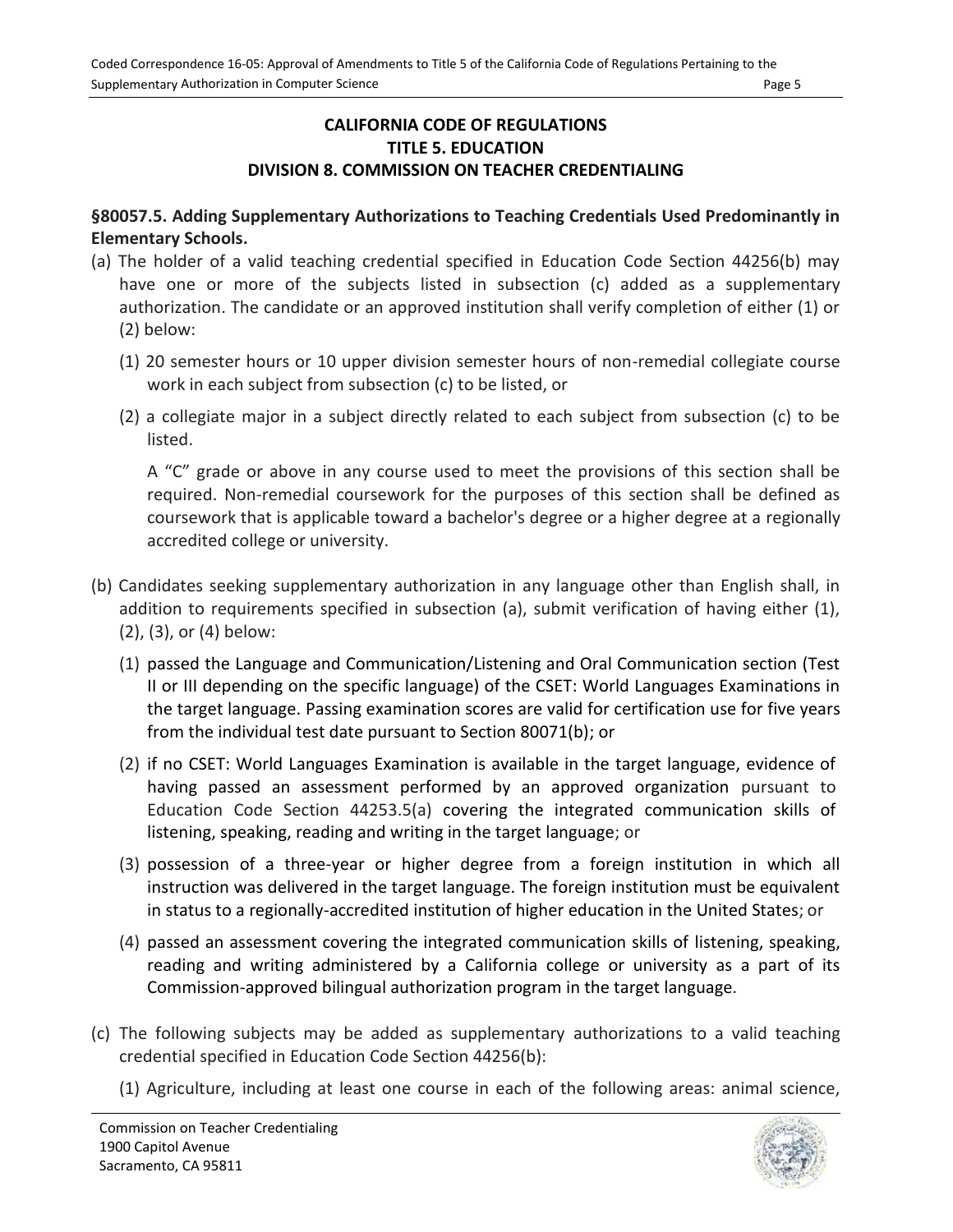**CALIFORNIA CODE OF REGULATIONS**
**TITLE 5. EDUCATION**
**DIVISION 8. COMMISSION ON TEACHER CREDENTIALING**

**§80057.5. Adding Supplementary Authorizations to Teaching Credentials Used Predominantly in Elementary Schools.**

(a) The holder of a valid teaching credential specified in Education Code Section 44256(b) may have one or more of the subjects listed in subsection (c) added as a supplementary authorization. The candidate or an approved institution shall verify completion of either (1) or (2) below:

(1) 20 semester hours or 10 upper division semester hours of non-remedial collegiate course work in each subject from subsection (c) to be listed, or

(2) a collegiate major in a subject directly related to each subject from subsection (c) to be listed.

A "C" grade or above in any course used to meet the provisions of this section shall be required. Non-remedial coursework for the purposes of this section shall be defined as coursework that is applicable toward a bachelor's degree or a higher degree at a regionally accredited college or university.

(b) Candidates seeking supplementary authorization in any language other than English shall, in addition to requirements specified in subsection (a), submit verification of having either (1), (2), (3), or (4) below:

(1) passed the Language and Communication/Listening and Oral Communication section (Test II or III depending on the specific language) of the CSET: World Languages Examinations in the target language. Passing examination scores are valid for certification use for five years from the individual test date pursuant to Section 80071(b); or

(2) if no CSET: World Languages Examination is available in the target language, evidence of having passed an assessment performed by an approved organization pursuant to Education Code Section 44253.5(a) covering the integrated communication skills of listening, speaking, reading and writing in the target language; or

(3) possession of a three-year or higher degree from a foreign institution in which all instruction was delivered in the target language. The foreign institution must be equivalent in status to a regionally-accredited institution of higher education in the United States; or

(4) passed an assessment covering the integrated communication skills of listening, speaking, reading and writing administered by a California college or university as a part of its Commission-approved bilingual authorization program in the target language.

(c) The following subjects may be added as supplementary authorizations to a valid teaching credential specified in Education Code Section 44256(b):

(1) Agriculture, including at least one course in each of the following areas: animal science,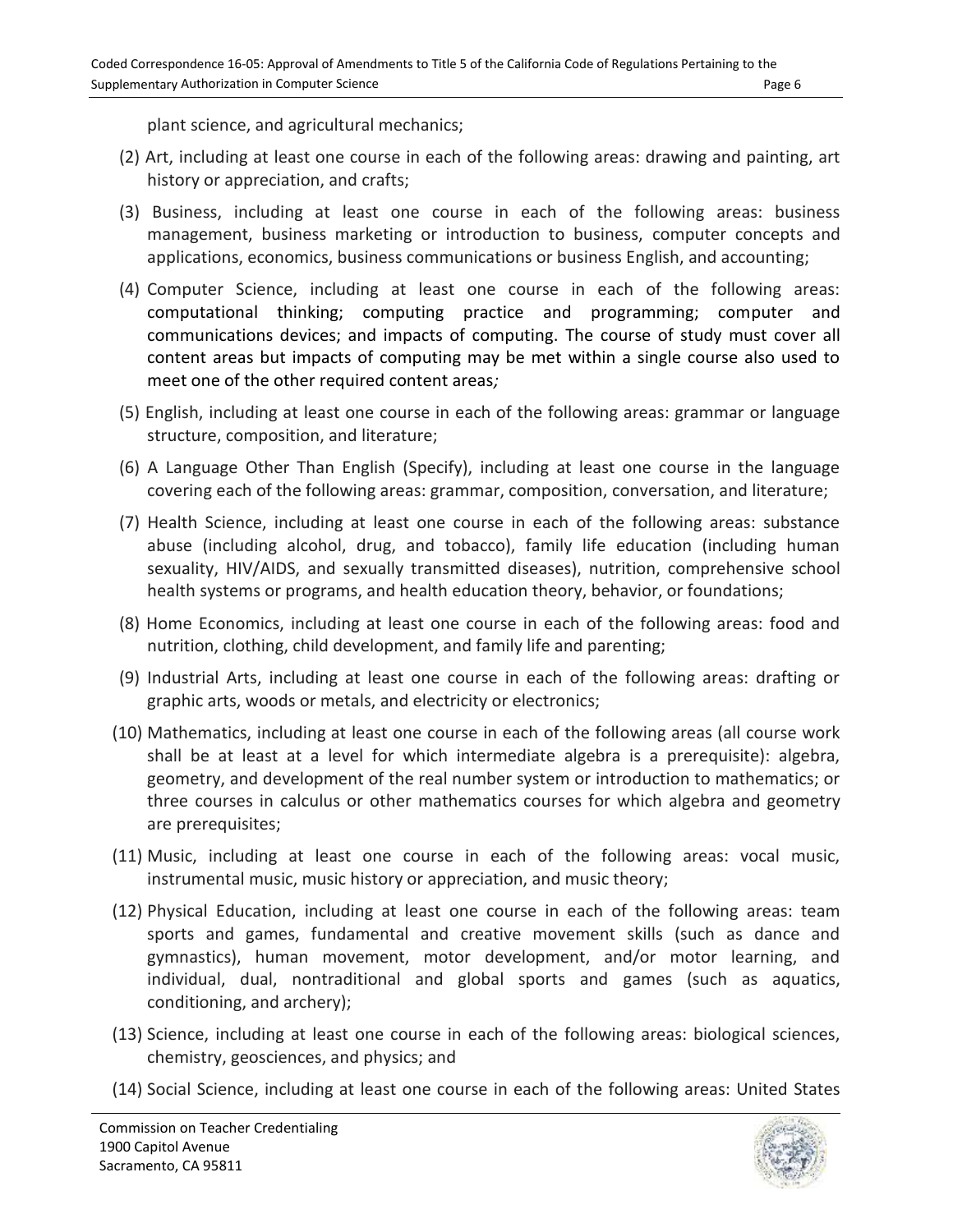plant science, and agricultural mechanics;

(2) Art, including at least one course in each of the following areas: drawing and painting, art history or appreciation, and crafts;

(3) Business, including at least one course in each of the following areas: business management, business marketing or introduction to business, computer concepts and applications, economics, business communications or business English, and accounting;

(4) Computer Science, including at least one course in each of the following areas: computational thinking; computing practice and programming; computer and communications devices; and impacts of computing. The course of study must cover all content areas but impacts of computing may be met within a single course also used to meet one of the other required content areas*;*

(5) English, including at least one course in each of the following areas: grammar or language structure, composition, and literature;

(6) A Language Other Than English (Specify), including at least one course in the language covering each of the following areas: grammar, composition, conversation, and literature;

(7) Health Science, including at least one course in each of the following areas: substance abuse (including alcohol, drug, and tobacco), family life education (including human sexuality, HIV/AIDS, and sexually transmitted diseases), nutrition, comprehensive school health systems or programs, and health education theory, behavior, or foundations;

(8) Home Economics, including at least one course in each of the following areas: food and nutrition, clothing, child development, and family life and parenting;

(9) Industrial Arts, including at least one course in each of the following areas: drafting or graphic arts, woods or metals, and electricity or electronics;

(10) Mathematics, including at least one course in each of the following areas (all course work shall be at least at a level for which intermediate algebra is a prerequisite): algebra, geometry, and development of the real number system or introduction to mathematics; or three courses in calculus or other mathematics courses for which algebra and geometry are prerequisites;

(11) Music, including at least one course in each of the following areas: vocal music, instrumental music, music history or appreciation, and music theory;

(12) Physical Education, including at least one course in each of the following areas: team sports and games, fundamental and creative movement skills (such as dance and gymnastics), human movement, motor development, and/or motor learning, and individual, dual, nontraditional and global sports and games (such as aquatics, conditioning, and archery);

(13) Science, including at least one course in each of the following areas: biological sciences, chemistry, geosciences, and physics; and

(14) Social Science, including at least one course in each of the following areas: United States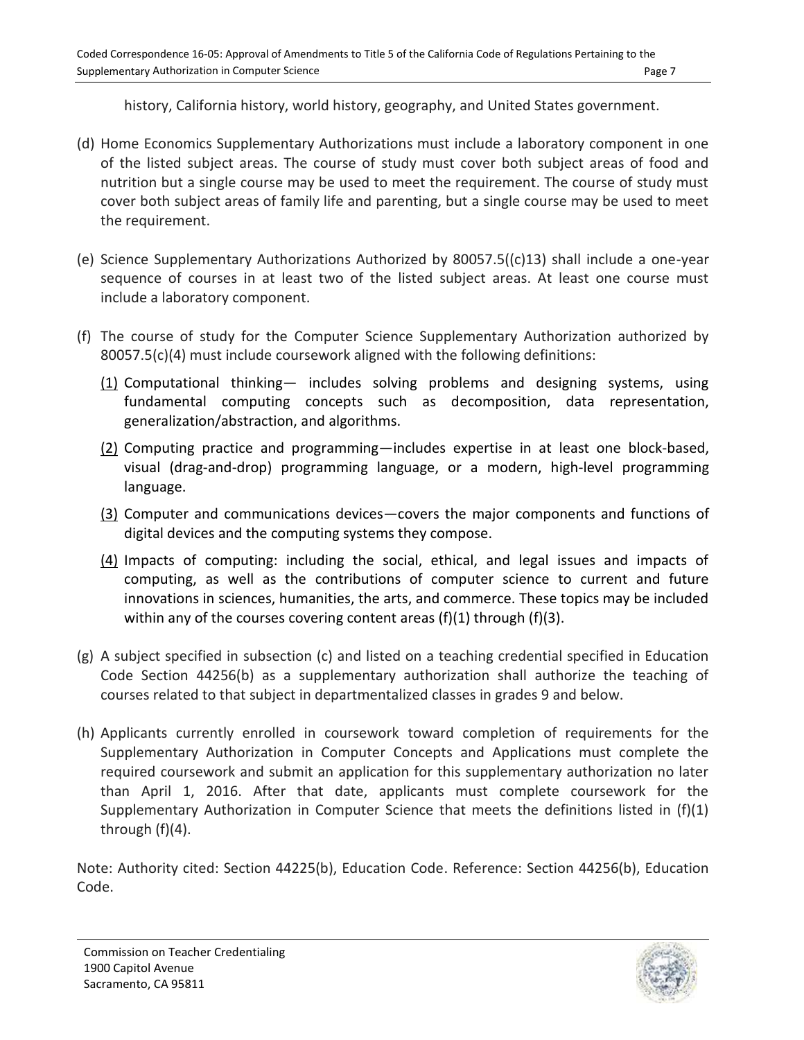history, California history, world history, geography, and United States government.

(d) Home Economics Supplementary Authorizations must include a laboratory component in one of the listed subject areas. The course of study must cover both subject areas of food and nutrition but a single course may be used to meet the requirement. The course of study must cover both subject areas of family life and parenting, but a single course may be used to meet the requirement.

(e) Science Supplementary Authorizations Authorized by 80057.5((c)13) shall include a one-year sequence of courses in at least two of the listed subject areas. At least one course must include a laboratory component.

(f) The course of study for the Computer Science Supplementary Authorization authorized by 80057.5(c)(4) must include coursework aligned with the following definitions:

  (1) Computational thinking— includes solving problems and designing systems, using fundamental computing concepts such as decomposition, data representation, generalization/abstraction, and algorithms.

  (2) Computing practice and programming—includes expertise in at least one block-based, visual (drag-and-drop) programming language, or a modern, high-level programming language.

  (3) Computer and communications devices—covers the major components and functions of digital devices and the computing systems they compose.

  (4) Impacts of computing: including the social, ethical, and legal issues and impacts of computing, as well as the contributions of computer science to current and future innovations in sciences, humanities, the arts, and commerce. These topics may be included within any of the courses covering content areas (f)(1) through (f)(3).

(g) A subject specified in subsection (c) and listed on a teaching credential specified in Education Code Section 44256(b) as a supplementary authorization shall authorize the teaching of courses related to that subject in departmentalized classes in grades 9 and below.

(h) Applicants currently enrolled in coursework toward completion of requirements for the Supplementary Authorization in Computer Concepts and Applications must complete the required coursework and submit an application for this supplementary authorization no later than April 1, 2016. After that date, applicants must complete coursework for the Supplementary Authorization in Computer Science that meets the definitions listed in (f)(1) through (f)(4).

Note: Authority cited: Section 44225(b), Education Code. Reference: Section 44256(b), Education Code.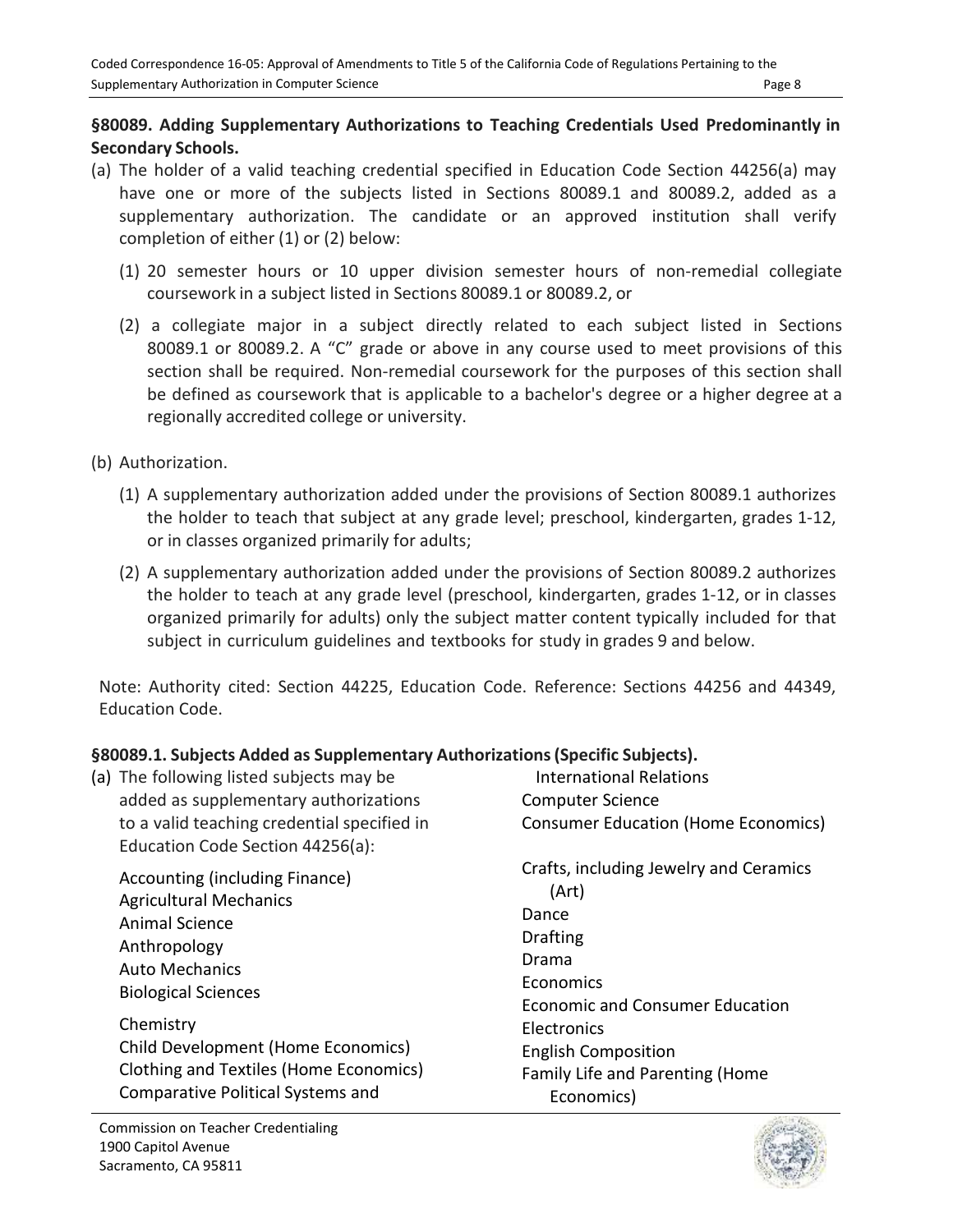**§80089. Adding Supplementary Authorizations to Teaching Credentials Used Predominantly in Secondary Schools.**

(a) The holder of a valid teaching credential specified in Education Code Section 44256(a) may have one or more of the subjects listed in Sections 80089.1 and 80089.2, added as a supplementary authorization. The candidate or an approved institution shall verify completion of either (1) or (2) below:

   (1) 20 semester hours or 10 upper division semester hours of non-remedial collegiate coursework in a subject listed in Sections 80089.1 or 80089.2, or

   (2) a collegiate major in a subject directly related to each subject listed in Sections 80089.1 or 80089.2. A "C" grade or above in any course used to meet provisions of this section shall be required. Non-remedial coursework for the purposes of this section shall be defined as coursework that is applicable to a bachelor's degree or a higher degree at a regionally accredited college or university.

(b) Authorization.

   (1) A supplementary authorization added under the provisions of Section 80089.1 authorizes the holder to teach that subject at any grade level; preschool, kindergarten, grades 1-12, or in classes organized primarily for adults;

   (2) A supplementary authorization added under the provisions of Section 80089.2 authorizes the holder to teach at any grade level (preschool, kindergarten, grades 1-12, or in classes organized primarily for adults) only the subject matter content typically included for that subject in curriculum guidelines and textbooks for study in grades 9 and below.

Note: Authority cited: Section 44225, Education Code. Reference: Sections 44256 and 44349, Education Code.

**§80089.1. Subjects Added as Supplementary Authorizations (Specific Subjects).**

(a) The following listed subjects may be added as supplementary authorizations to a valid teaching credential specified in Education Code Section 44256(a):

Accounting (including Finance)
Agricultural Mechanics
Animal Science
Anthropology
Auto Mechanics
Biological Sciences
Chemistry
Child Development (Home Economics)
Clothing and Textiles (Home Economics)
Comparative Political Systems and International Relations
Computer Science
Consumer Education (Home Economics)
Crafts, including Jewelry and Ceramics (Art)
Dance
Drafting
Drama
Economics
Economic and Consumer Education
Electronics
English Composition
Family Life and Parenting (Home Economics)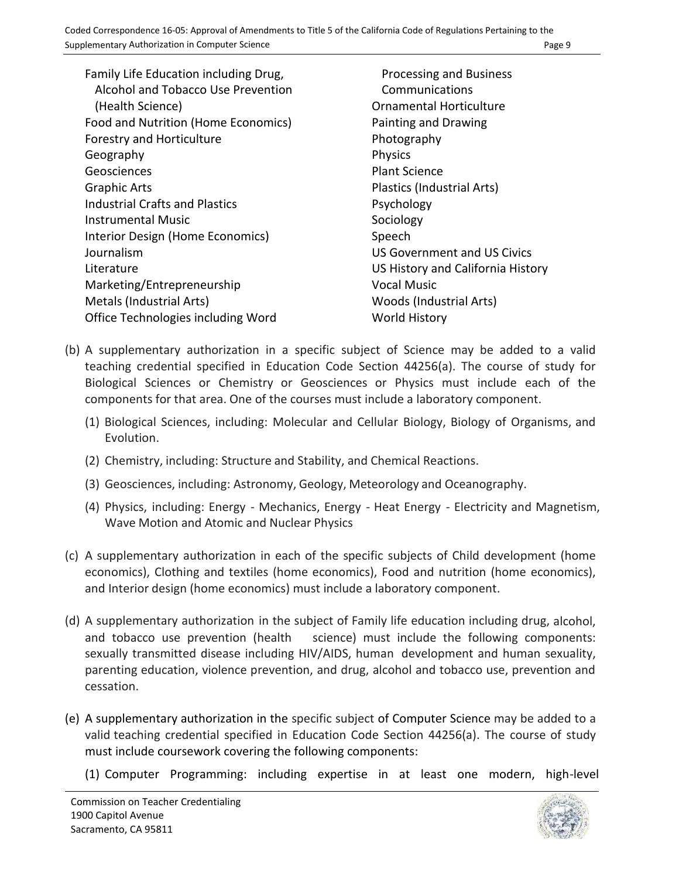Family Life Education including Drug, Alcohol and Tobacco Use Prevention (Health Science)
Food and Nutrition (Home Economics)
Forestry and Horticulture
Geography
Geosciences
Graphic Arts
Industrial Crafts and Plastics
Instrumental Music
Interior Design (Home Economics)
Journalism
Literature
Marketing/Entrepreneurship
Metals (Industrial Arts)
Office Technologies including Word Processing and Business Communications
Ornamental Horticulture
Painting and Drawing
Photography
Physics
Plant Science
Plastics (Industrial Arts)
Psychology
Sociology
Speech
US Government and US Civics
US History and California History
Vocal Music
Woods (Industrial Arts)
World History

(b) A supplementary authorization in a specific subject of Science may be added to a valid teaching credential specified in Education Code Section 44256(a). The course of study for Biological Sciences or Chemistry or Geosciences or Physics must include each of the components for that area. One of the courses must include a laboratory component.

(1) Biological Sciences, including: Molecular and Cellular Biology, Biology of Organisms, and Evolution.

(2) Chemistry, including: Structure and Stability, and Chemical Reactions.

(3) Geosciences, including: Astronomy, Geology, Meteorology and Oceanography.

(4) Physics, including: Energy - Mechanics, Energy - Heat Energy - Electricity and Magnetism, Wave Motion and Atomic and Nuclear Physics

(c) A supplementary authorization in each of the specific subjects of Child development (home economics), Clothing and textiles (home economics), Food and nutrition (home economics), and Interior design (home economics) must include a laboratory component.

(d) A supplementary authorization in the subject of Family life education including drug, alcohol, and tobacco use prevention (health science) must include the following components: sexually transmitted disease including HIV/AIDS, human development and human sexuality, parenting education, violence prevention, and drug, alcohol and tobacco use, prevention and cessation.

(e) A supplementary authorization in the specific subject of Computer Science may be added to a valid teaching credential specified in Education Code Section 44256(a). The course of study must include coursework covering the following components:

(1) Computer Programming: including expertise in at least one modern, high-level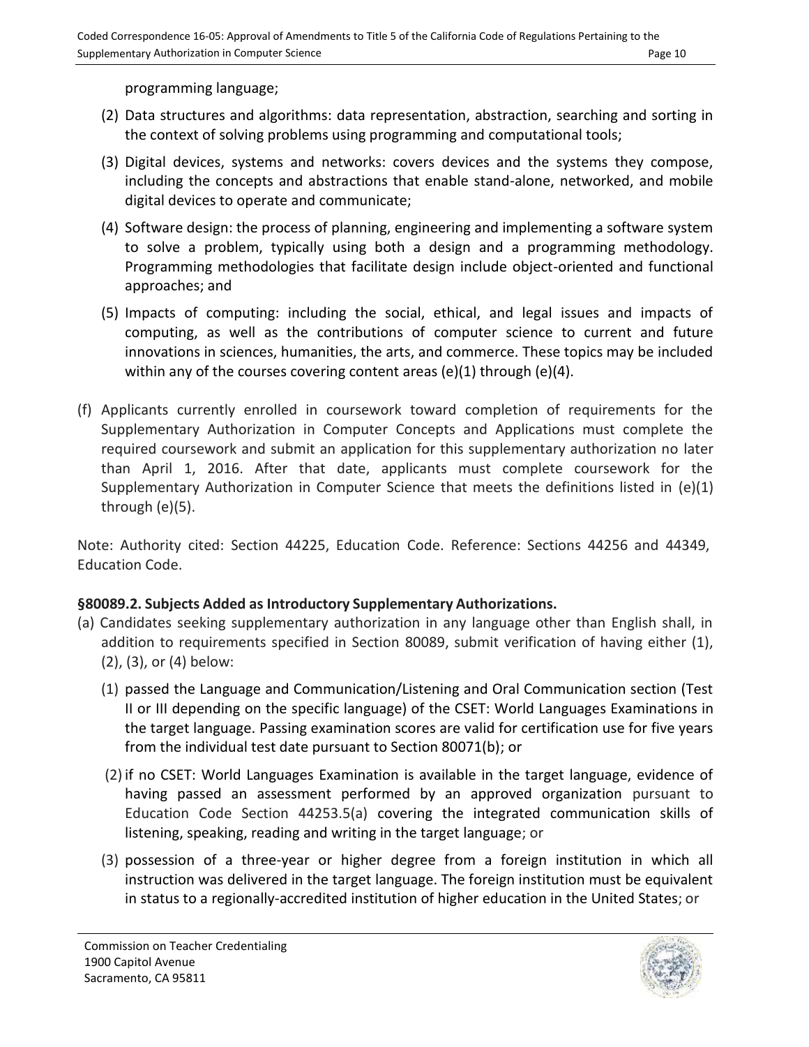programming language;

(2) Data structures and algorithms: data representation, abstraction, searching and sorting in the context of solving problems using programming and computational tools;

(3) Digital devices, systems and networks: covers devices and the systems they compose, including the concepts and abstractions that enable stand-alone, networked, and mobile digital devices to operate and communicate;

(4) Software design: the process of planning, engineering and implementing a software system to solve a problem, typically using both a design and a programming methodology. Programming methodologies that facilitate design include object-oriented and functional approaches; and

(5) Impacts of computing: including the social, ethical, and legal issues and impacts of computing, as well as the contributions of computer science to current and future innovations in sciences, humanities, the arts, and commerce. These topics may be included within any of the courses covering content areas (e)(1) through (e)(4).

(f) Applicants currently enrolled in coursework toward completion of requirements for the Supplementary Authorization in Computer Concepts and Applications must complete the required coursework and submit an application for this supplementary authorization no later than April 1, 2016. After that date, applicants must complete coursework for the Supplementary Authorization in Computer Science that meets the definitions listed in (e)(1) through (e)(5).

Note: Authority cited: Section 44225, Education Code. Reference: Sections 44256 and 44349, Education Code.

**§80089.2. Subjects Added as Introductory Supplementary Authorizations.**

(a) Candidates seeking supplementary authorization in any language other than English shall, in addition to requirements specified in Section 80089, submit verification of having either (1), (2), (3), or (4) below:

(1) passed the Language and Communication/Listening and Oral Communication section (Test II or III depending on the specific language) of the CSET: World Languages Examinations in the target language. Passing examination scores are valid for certification use for five years from the individual test date pursuant to Section 80071(b); or

(2) if no CSET: World Languages Examination is available in the target language, evidence of having passed an assessment performed by an approved organization pursuant to Education Code Section 44253.5(a) covering the integrated communication skills of listening, speaking, reading and writing in the target language; or

(3) possession of a three-year or higher degree from a foreign institution in which all instruction was delivered in the target language. The foreign institution must be equivalent in status to a regionally-accredited institution of higher education in the United States; or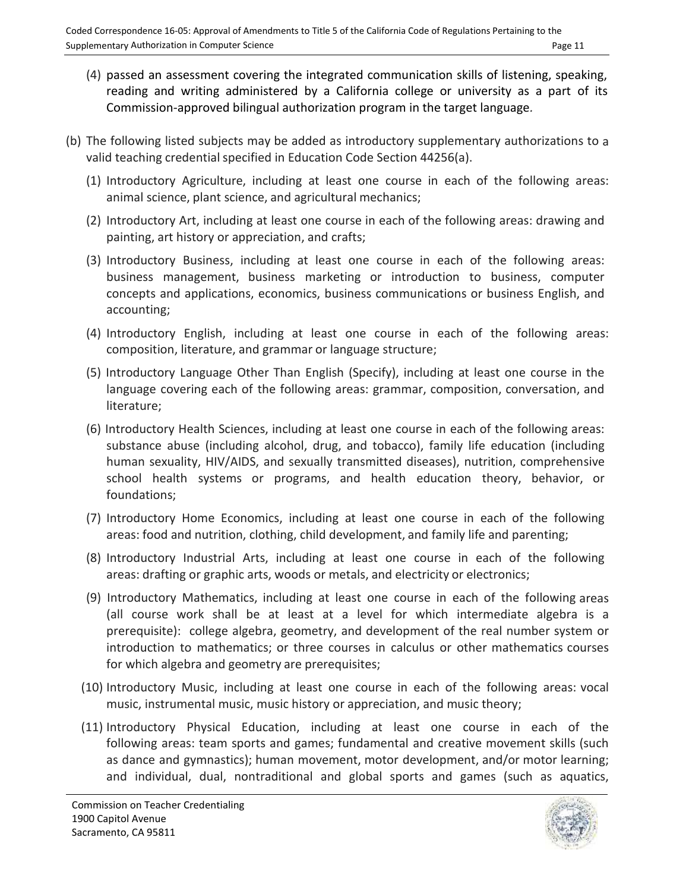(4) passed an assessment covering the integrated communication skills of listening, speaking, reading and writing administered by a California college or university as a part of its Commission-approved bilingual authorization program in the target language.

(b) The following listed subjects may be added as introductory supplementary authorizations to a valid teaching credential specified in Education Code Section 44256(a).

(1) Introductory Agriculture, including at least one course in each of the following areas: animal science, plant science, and agricultural mechanics;

(2) Introductory Art, including at least one course in each of the following areas: drawing and painting, art history or appreciation, and crafts;

(3) Introductory Business, including at least one course in each of the following areas: business management, business marketing or introduction to business, computer concepts and applications, economics, business communications or business English, and accounting;

(4) Introductory English, including at least one course in each of the following areas: composition, literature, and grammar or language structure;

(5) Introductory Language Other Than English (Specify), including at least one course in the language covering each of the following areas: grammar, composition, conversation, and literature;

(6) Introductory Health Sciences, including at least one course in each of the following areas: substance abuse (including alcohol, drug, and tobacco), family life education (including human sexuality, HIV/AIDS, and sexually transmitted diseases), nutrition, comprehensive school health systems or programs, and health education theory, behavior, or foundations;

(7) Introductory Home Economics, including at least one course in each of the following areas: food and nutrition, clothing, child development, and family life and parenting;

(8) Introductory Industrial Arts, including at least one course in each of the following areas: drafting or graphic arts, woods or metals, and electricity or electronics;

(9) Introductory Mathematics, including at least one course in each of the following areas (all course work shall be at least at a level for which intermediate algebra is a prerequisite): college algebra, geometry, and development of the real number system or introduction to mathematics; or three courses in calculus or other mathematics courses for which algebra and geometry are prerequisites;

(10) Introductory Music, including at least one course in each of the following areas: vocal music, instrumental music, music history or appreciation, and music theory;

(11) Introductory Physical Education, including at least one course in each of the following areas: team sports and games; fundamental and creative movement skills (such as dance and gymnastics); human movement, motor development, and/or motor learning; and individual, dual, nontraditional and global sports and games (such as aquatics,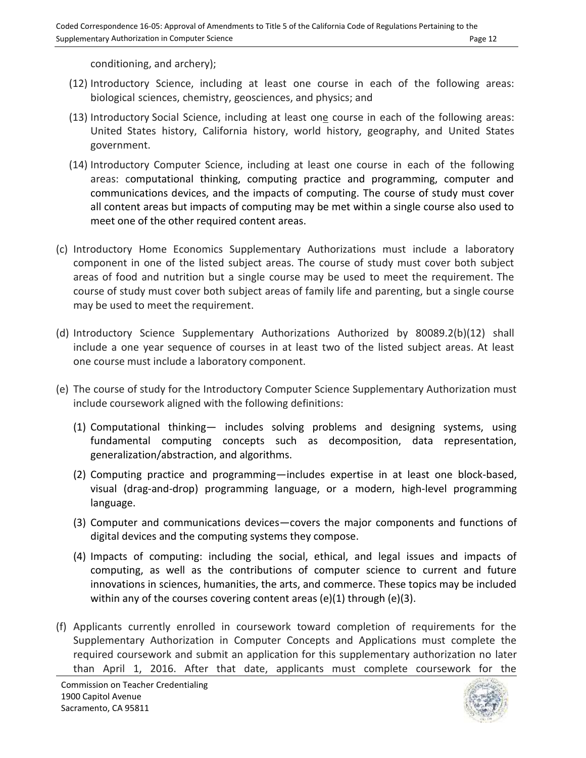conditioning, and archery);

(12) Introductory Science, including at least one course in each of the following areas: biological sciences, chemistry, geosciences, and physics; and

(13) Introductory Social Science, including at least one course in each of the following areas: United States history, California history, world history, geography, and United States government.

(14) Introductory Computer Science, including at least one course in each of the following areas: computational thinking, computing practice and programming, computer and communications devices, and the impacts of computing. The course of study must cover all content areas but impacts of computing may be met within a single course also used to meet one of the other required content areas.

(c) Introductory Home Economics Supplementary Authorizations must include a laboratory component in one of the listed subject areas. The course of study must cover both subject areas of food and nutrition but a single course may be used to meet the requirement. The course of study must cover both subject areas of family life and parenting, but a single course may be used to meet the requirement.

(d) Introductory Science Supplementary Authorizations Authorized by 80089.2(b)(12) shall include a one year sequence of courses in at least two of the listed subject areas. At least one course must include a laboratory component.

(e) The course of study for the Introductory Computer Science Supplementary Authorization must include coursework aligned with the following definitions:

(1) Computational thinking— includes solving problems and designing systems, using fundamental computing concepts such as decomposition, data representation, generalization/abstraction, and algorithms.

(2) Computing practice and programming—includes expertise in at least one block-based, visual (drag-and-drop) programming language, or a modern, high-level programming language.

(3) Computer and communications devices—covers the major components and functions of digital devices and the computing systems they compose.

(4) Impacts of computing: including the social, ethical, and legal issues and impacts of computing, as well as the contributions of computer science to current and future innovations in sciences, humanities, the arts, and commerce. These topics may be included within any of the courses covering content areas (e)(1) through (e)(3).

(f) Applicants currently enrolled in coursework toward completion of requirements for the Supplementary Authorization in Computer Concepts and Applications must complete the required coursework and submit an application for this supplementary authorization no later than April 1, 2016. After that date, applicants must complete coursework for the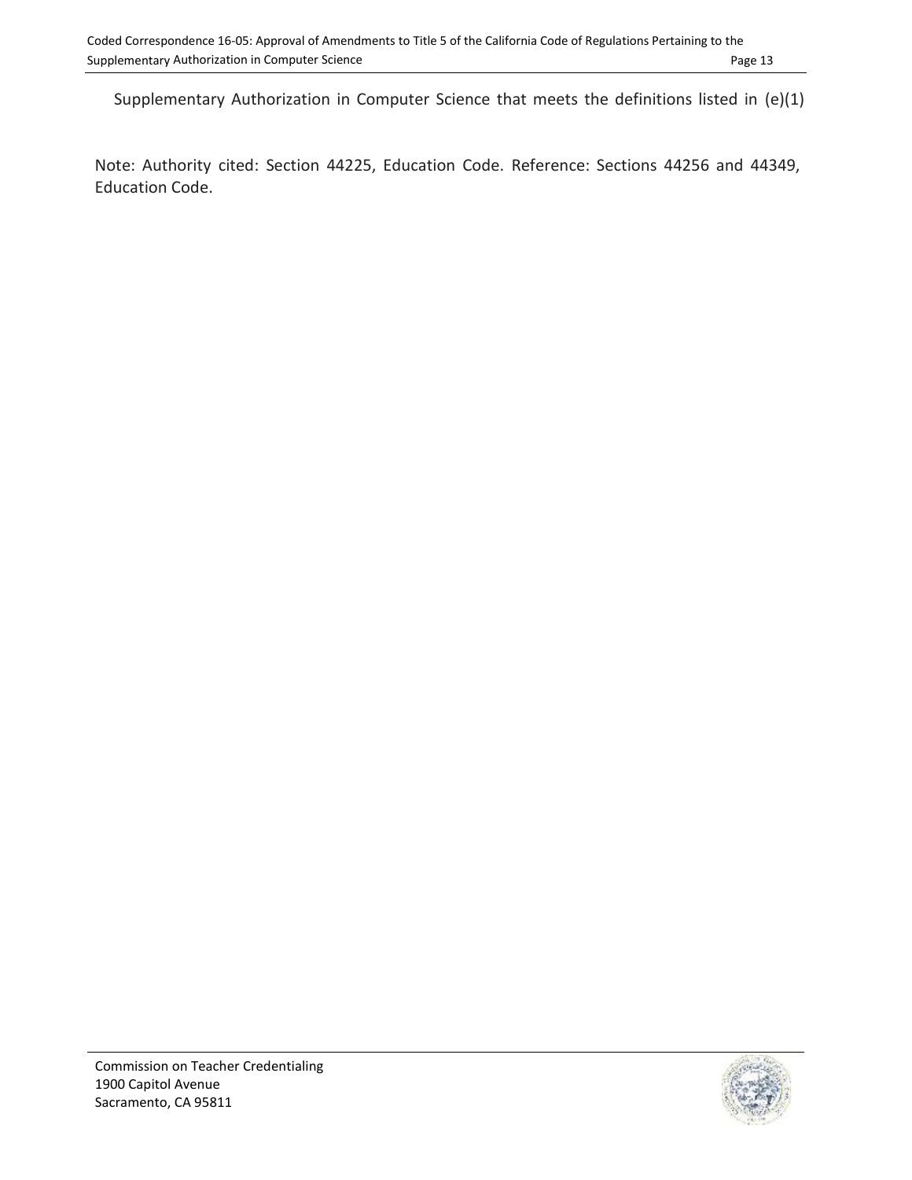Supplementary Authorization in Computer Science that meets the definitions listed in (e)(1)

Note: Authority cited: Section 44225, Education Code. Reference: Sections 44256 and 44349, Education Code.